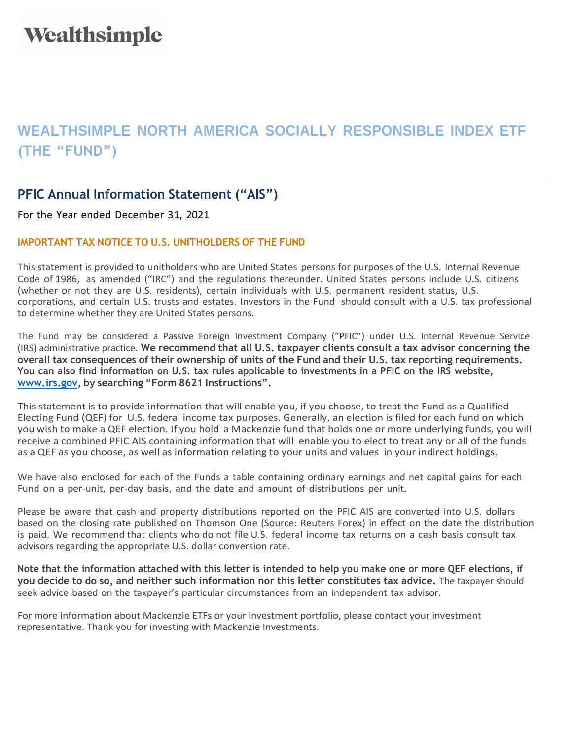Wealthsimple

# WEALTHSIMPLE NORTH AMERICA SOCIALLY RESPONSIBLE INDEX ETF (THE "FUND")

## PFIC Annual Information Statement ("AIS")

For the Year ended December 31, 2021

### IMPORTANT TAX NOTICE TO U.S. UNITHOLDERS OF THE FUND

This statement is provided to unitholders who are United States persons for purposes of the U.S. Internal Revenue Code of 1986, as amended ("IRC") and the regulations thereunder. United States persons include U.S. citizens (whether or not they are U.S. residents), certain individuals with U.S. permanent resident status, U.S. corporations, and certain U.S. trusts and estates. Investors in the Fund should consult with a U.S. tax professional to determine whether they are United States persons.

The Fund may be considered a Passive Foreign Investment Company ("PFIC") under U.S. Internal Revenue Service (IRS) administrative practice. **We recommend that all U.S. taxpayer clients consult a tax advisor concerning the overall tax consequences of their ownership of units of the Fund and their U.S. tax reporting requirements. You can also find information on U.S. tax rules applicable to investments in a PFIC on the IRS website, www.irs.gov, by searching "Form 8621 Instructions".**

This statement is to provide information that will enable you, if you choose, to treat the Fund as a Qualified Electing Fund (QEF) for U.S. federal income tax purposes. Generally, an election is filed for each fund on which you wish to make a QEF election. If you hold a Mackenzie fund that holds one or more underlying funds, you will receive a combined PFIC AIS containing information that will enable you to elect to treat any or all of the funds as a QEF as you choose, as well as information relating to your units and values in your indirect holdings.

We have also enclosed for each of the Funds a table containing ordinary earnings and net capital gains for each Fund on a per-unit, per-day basis, and the date and amount of distributions per unit.

Please be aware that cash and property distributions reported on the PFIC AIS are converted into U.S. dollars based on the closing rate published on Thomson One (Source: Reuters Forex) in effect on the date the distribution is paid. We recommend that clients who do not file U.S. federal income tax returns on a cash basis consult tax advisors regarding the appropriate U.S. dollar conversion rate.

**Note that the information attached with this letter is intended to help you make one or more QEF elections, if you decide to do so, and neither such information nor this letter constitutes tax advice.** The taxpayer should seek advice based on the taxpayer's particular circumstances from an independent tax advisor.

For more information about Mackenzie ETFs or your investment portfolio, please contact your investment representative. Thank you for investing with Mackenzie Investments.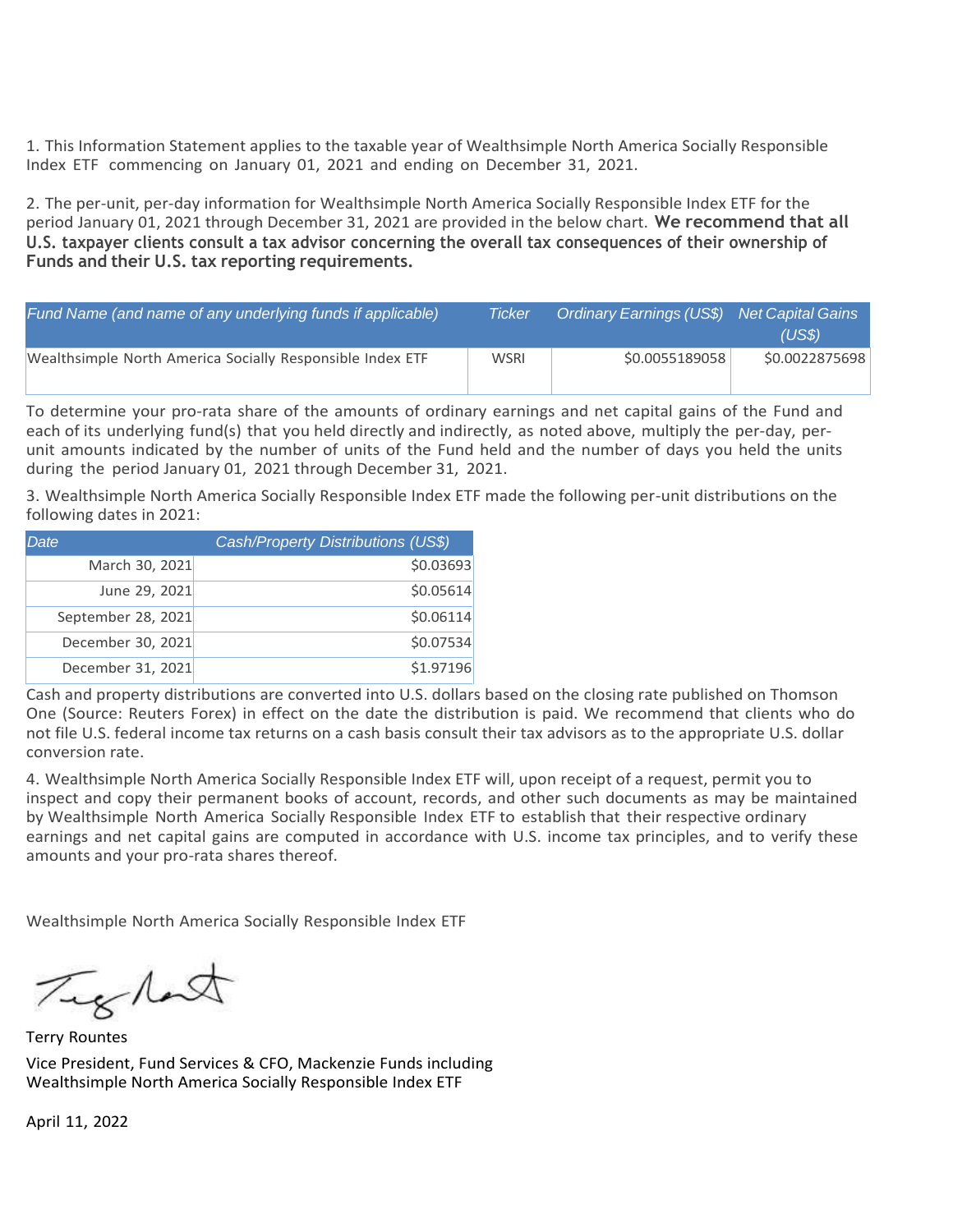1. This Information Statement applies to the taxable year of Wealthsimple North America Socially Responsible Index ETF commencing on January 01, 2021 and ending on December 31, 2021.

2. The per-unit, per-day information for Wealthsimple North America Socially Responsible Index ETF for the period January 01, 2021 through December 31, 2021 are provided in the below chart. **We recommend that all U.S. taxpayer clients consult a tax advisor concerning the overall tax consequences of their ownership of Funds and their U.S. tax reporting requirements.**

| *Fund Name (and name of any underlying funds if applicable)* | *Ticker* | *Ordinary Earnings (US$)* | *Net Capital Gains (US$)* |
|---|---|---|---|
| Wealthsimple North America Socially Responsible Index ETF | WSRI | $0.0055189058 | $0.0022875698 |

To determine your pro-rata share of the amounts of ordinary earnings and net capital gains of the Fund and each of its underlying fund(s) that you held directly and indirectly, as noted above, multiply the per-day, per-unit amounts indicated by the number of units of the Fund held and the number of days you held the units during the period January 01, 2021 through December 31, 2021.

3. Wealthsimple North America Socially Responsible Index ETF made the following per-unit distributions on the following dates in 2021:

| *Date* | *Cash/Property Distributions (US$)* |
|---|---|
| March 30, 2021 | $0.03693 |
| June 29, 2021 | $0.05614 |
| September 28, 2021 | $0.06114 |
| December 30, 2021 | $0.07534 |
| December 31, 2021 | $1.97196 |

Cash and property distributions are converted into U.S. dollars based on the closing rate published on Thomson One (Source: Reuters Forex) in effect on the date the distribution is paid. We recommend that clients who do not file U.S. federal income tax returns on a cash basis consult their tax advisors as to the appropriate U.S. dollar conversion rate.

4. Wealthsimple North America Socially Responsible Index ETF will, upon receipt of a request, permit you to inspect and copy their permanent books of account, records, and other such documents as may be maintained by Wealthsimple North America Socially Responsible Index ETF to establish that their respective ordinary earnings and net capital gains are computed in accordance with U.S. income tax principles, and to verify these amounts and your pro-rata shares thereof.

Wealthsimple North America Socially Responsible Index ETF

Terry Rountes

Vice President, Fund Services & CFO, Mackenzie Funds including Wealthsimple North America Socially Responsible Index ETF

April 11, 2022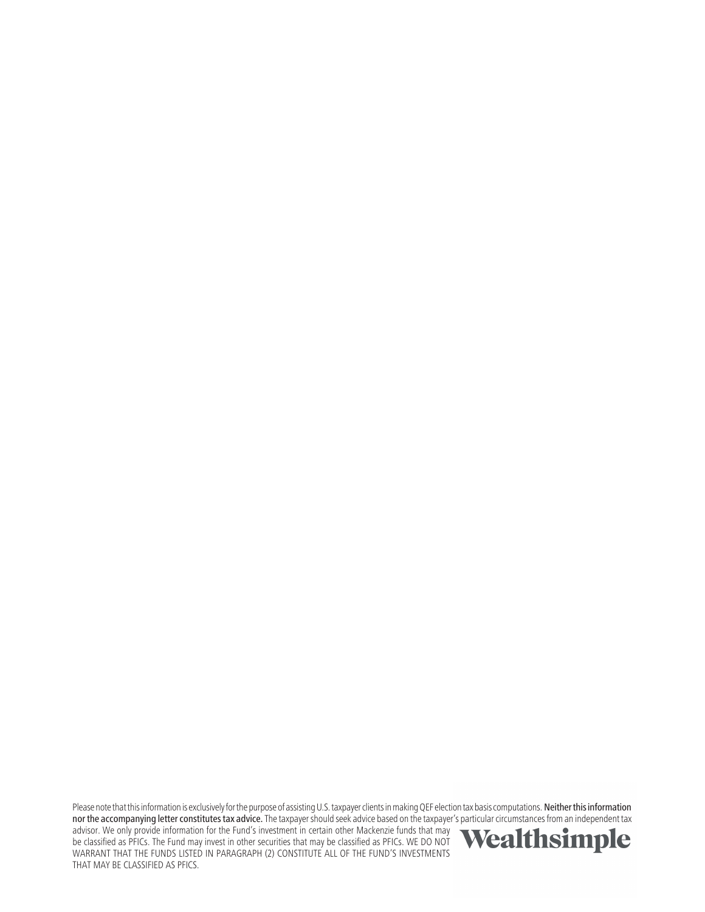Please note that this information is exclusively for the purpose of assisting U.S. taxpayer clients in making QEF election tax basis computations. **Neither this information nor the accompanying letter constitutes tax advice.** The taxpayer should seek advice based on the taxpayer's particular circumstances from an independent tax advisor. We only provide information for the Fund's investment in certain other Mackenzie funds that may be classified as PFICs. The Fund may invest in other securities that may be classified as PFICs. WE DO NOT WARRANT THAT THE FUNDS LISTED IN PARAGRAPH (2) CONSTITUTE ALL OF THE FUND'S INVESTMENTS THAT MAY BE CLASSIFIED AS PFICS.

Wealthsimple